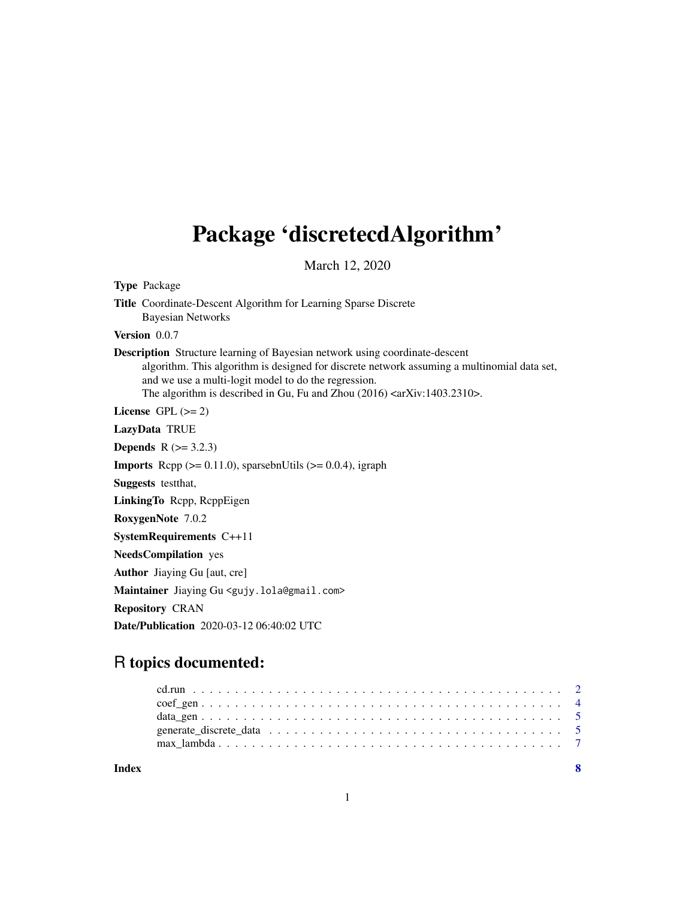# Package 'discretecdAlgorithm'

March 12, 2020

**Type** Package

**Title** Coordinate-Descent Algorithm for Learning Sparse Discrete Bayesian Networks

**Version** 0.0.7

**Description** Structure learning of Bayesian network using coordinate-descent algorithm. This algorithm is designed for discrete network assuming a multinomial data set, and we use a multi-logit model to do the regression.
The algorithm is described in Gu, Fu and Zhou (2016) <arXiv:1403.2310>.

**License** GPL (>= 2)

**LazyData** TRUE

**Depends** R (>= 3.2.3)

**Imports** Rcpp (>= 0.11.0), sparsebnUtils (>= 0.0.4), igraph

**Suggests** testthat,

**LinkingTo** Rcpp, RcppEigen

**RoxygenNote** 7.0.2

**SystemRequirements** C++11

**NeedsCompilation** yes

**Author** Jiaying Gu [aut, cre]

**Maintainer** Jiaying Gu <gujy.lola@gmail.com>

**Repository** CRAN

**Date/Publication** 2020-03-12 06:40:02 UTC

## R topics documented:

- cd.run . . . . . . . . . . . . . . . . . . . . . . . . . . . . . . . . . . . . . . . . . . 2
- coef_gen . . . . . . . . . . . . . . . . . . . . . . . . . . . . . . . . . . . . . . . . . 4
- data_gen . . . . . . . . . . . . . . . . . . . . . . . . . . . . . . . . . . . . . . . . . 5
- generate_discrete_data . . . . . . . . . . . . . . . . . . . . . . . . . . . . . . . . . . 5
- max_lambda . . . . . . . . . . . . . . . . . . . . . . . . . . . . . . . . . . . . . . . 7

**Index** 8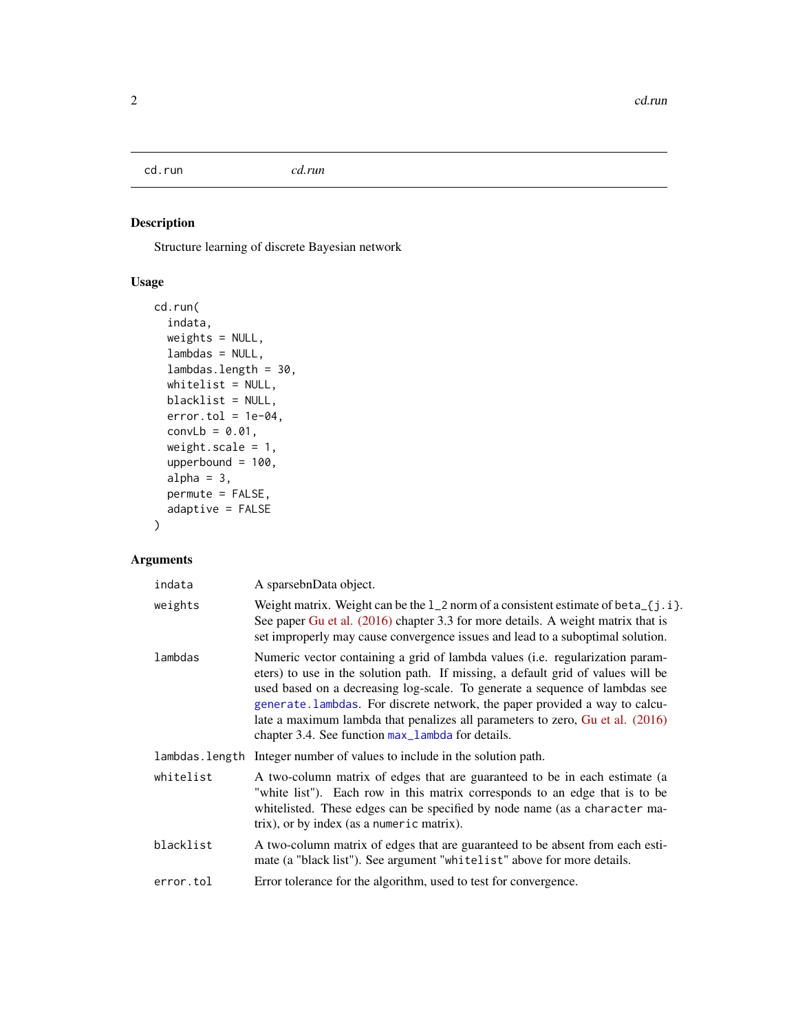cd.run *cd.run*

## Description

Structure learning of discrete Bayesian network

## Usage

```
cd.run(
  indata,
  weights = NULL,
  lambdas = NULL,
  lambdas.length = 30,
  whitelist = NULL,
  blacklist = NULL,
  error.tol = 1e-04,
  convLb = 0.01,
  weight.scale = 1,
  upperbound = 100,
  alpha = 3,
  permute = FALSE,
  adaptive = FALSE
)
```

## Arguments

| | |
|---|---|
| `indata` | A sparsebnData object. |
| `weights` | Weight matrix. Weight can be the `l_2` norm of a consistent estimate of `beta_{j.i}`. See paper Gu et al. (2016) chapter 3.3 for more details. A weight matrix that is set improperly may cause convergence issues and lead to a suboptimal solution. |
| `lambdas` | Numeric vector containing a grid of lambda values (i.e. regularization parameters) to use in the solution path. If missing, a default grid of values will be used based on a decreasing log-scale. To generate a sequence of lambdas see `generate.lambdas`. For discrete network, the paper provided a way to calculate a maximum lambda that penalizes all parameters to zero, Gu et al. (2016) chapter 3.4. See function `max_lambda` for details. |
| `lambdas.length` | Integer number of values to include in the solution path. |
| `whitelist` | A two-column matrix of edges that are guaranteed to be in each estimate (a "white list"). Each row in this matrix corresponds to an edge that is to be whitelisted. These edges can be specified by node name (as a `character` matrix), or by index (as a `numeric` matrix). |
| `blacklist` | A two-column matrix of edges that are guaranteed to be absent from each estimate (a "black list"). See argument "`whitelist`" above for more details. |
| `error.tol` | Error tolerance for the algorithm, used to test for convergence. |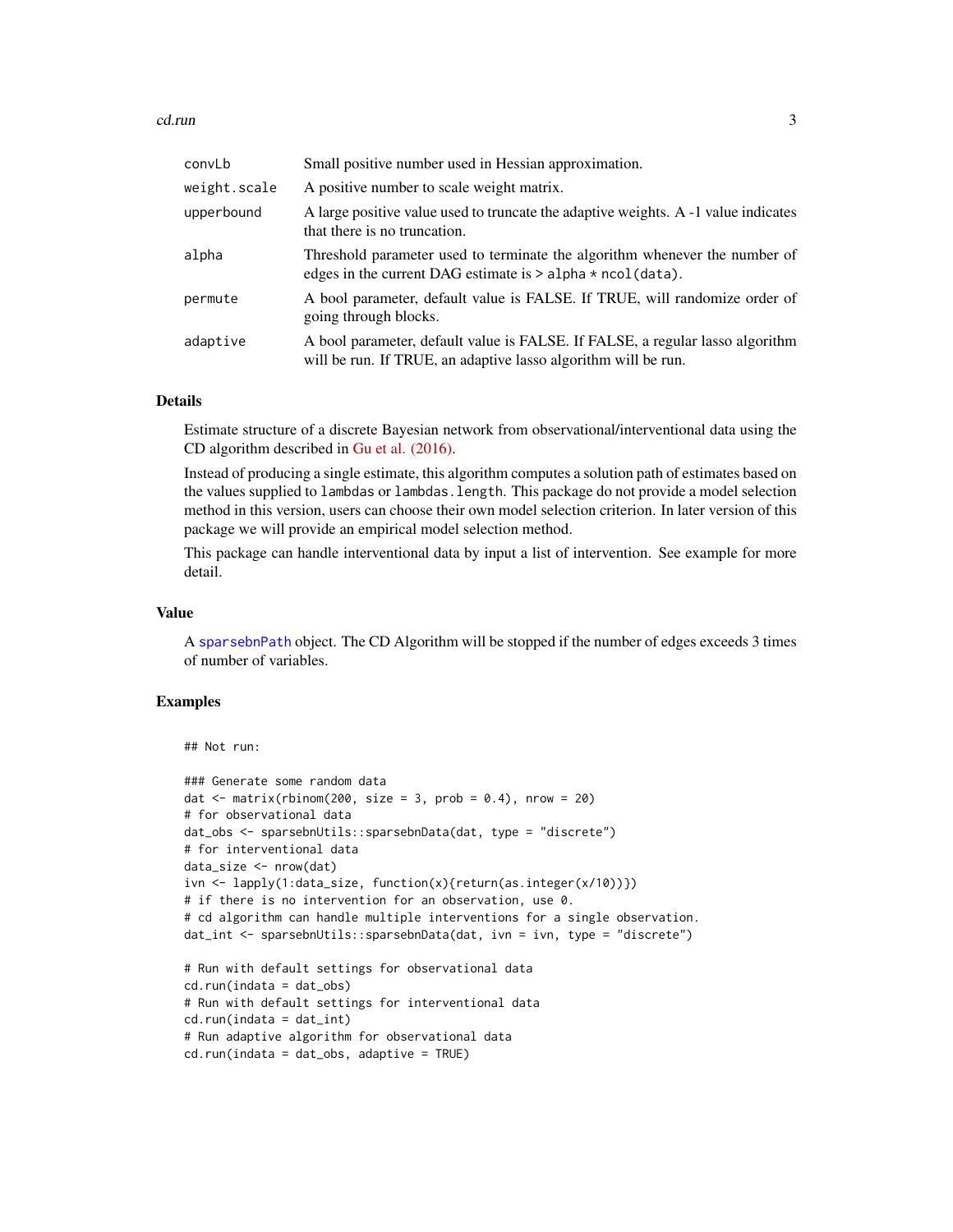| | |
|---|---|
| convLb | Small positive number used in Hessian approximation. |
| weight.scale | A positive number to scale weight matrix. |
| upperbound | A large positive value used to truncate the adaptive weights. A -1 value indicates that there is no truncation. |
| alpha | Threshold parameter used to terminate the algorithm whenever the number of edges in the current DAG estimate is > alpha * ncol(data). |
| permute | A bool parameter, default value is FALSE. If TRUE, will randomize order of going through blocks. |
| adaptive | A bool parameter, default value is FALSE. If FALSE, a regular lasso algorithm will be run. If TRUE, an adaptive lasso algorithm will be run. |

## Details

Estimate structure of a discrete Bayesian network from observational/interventional data using the CD algorithm described in Gu et al. (2016).

Instead of producing a single estimate, this algorithm computes a solution path of estimates based on the values supplied to `lambdas` or `lambdas.length`. This package do not provide a model selection method in this version, users can choose their own model selection criterion. In later version of this package we will provide an empirical model selection method.

This package can handle interventional data by input a list of intervention. See example for more detail.

## Value

A `sparsebnPath` object. The CD Algorithm will be stopped if the number of edges exceeds 3 times of number of variables.

## Examples

```
## Not run:

### Generate some random data
dat <- matrix(rbinom(200, size = 3, prob = 0.4), nrow = 20)
# for observational data
dat_obs <- sparsebnUtils::sparsebnData(dat, type = "discrete")
# for interventional data
data_size <- nrow(dat)
ivn <- lapply(1:data_size, function(x){return(as.integer(x/10))})
# if there is no intervention for an observation, use 0.
# cd algorithm can handle multiple interventions for a single observation.
dat_int <- sparsebnUtils::sparsebnData(dat, ivn = ivn, type = "discrete")

# Run with default settings for observational data
cd.run(indata = dat_obs)
# Run with default settings for interventional data
cd.run(indata = dat_int)
# Run adaptive algorithm for observational data
cd.run(indata = dat_obs, adaptive = TRUE)
```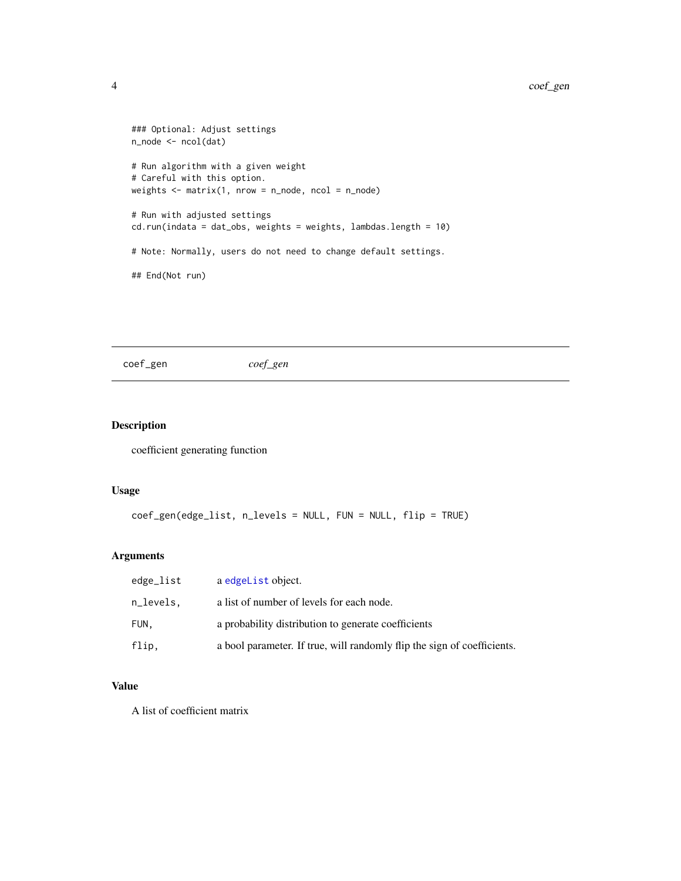```
### Optional: Adjust settings
n_node <- ncol(dat)

# Run algorithm with a given weight
# Careful with this option.
weights <- matrix(1, nrow = n_node, ncol = n_node)

# Run with adjusted settings
cd.run(indata = dat_obs, weights = weights, lambdas.length = 10)

# Note: Normally, users do not need to change default settings.

## End(Not run)
```

---

## coef_gen — *coef_gen*

---

### Description

coefficient generating function

### Usage

```
coef_gen(edge_list, n_levels = NULL, FUN = NULL, flip = TRUE)
```

### Arguments

| | |
|---|---|
| `edge_list` | a edgeList object. |
| `n_levels,` | a list of number of levels for each node. |
| `FUN,` | a probability distribution to generate coefficients |
| `flip,` | a bool parameter. If true, will randomly flip the sign of coefficients. |

### Value

A list of coefficient matrix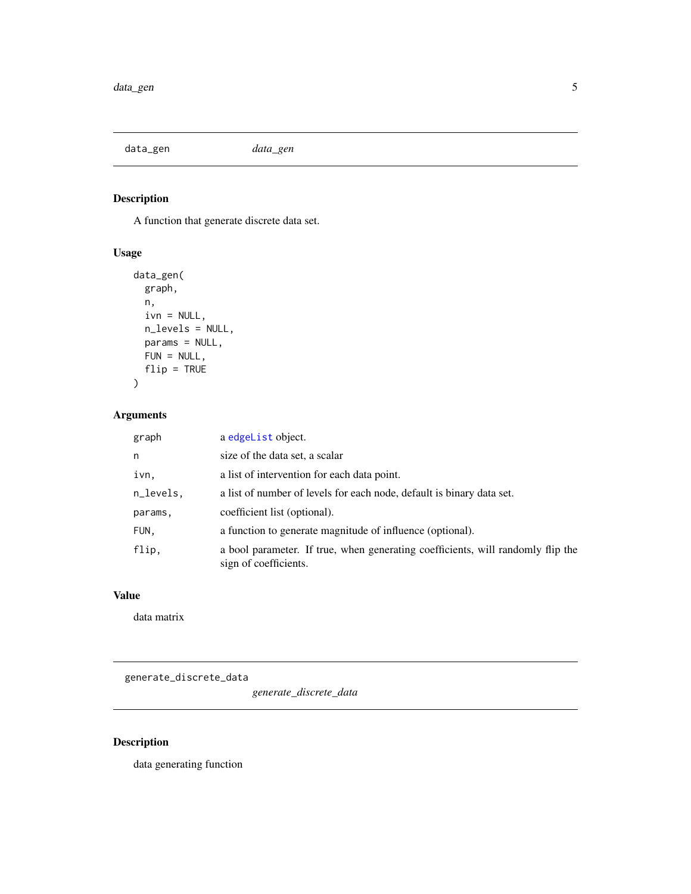## data_gen *data_gen*

### Description

A function that generate discrete data set.

### Usage

```
data_gen(
  graph,
  n,
  ivn = NULL,
  n_levels = NULL,
  params = NULL,
  FUN = NULL,
  flip = TRUE
)
```

### Arguments

| | |
|---|---|
| graph | a edgeList object. |
| n | size of the data set, a scalar |
| ivn, | a list of intervention for each data point. |
| n_levels, | a list of number of levels for each node, default is binary data set. |
| params, | coefficient list (optional). |
| FUN, | a function to generate magnitude of influence (optional). |
| flip, | a bool parameter. If true, when generating coefficients, will randomly flip the sign of coefficients. |

### Value

data matrix

## generate_discrete_data *generate_discrete_data*

### Description

data generating function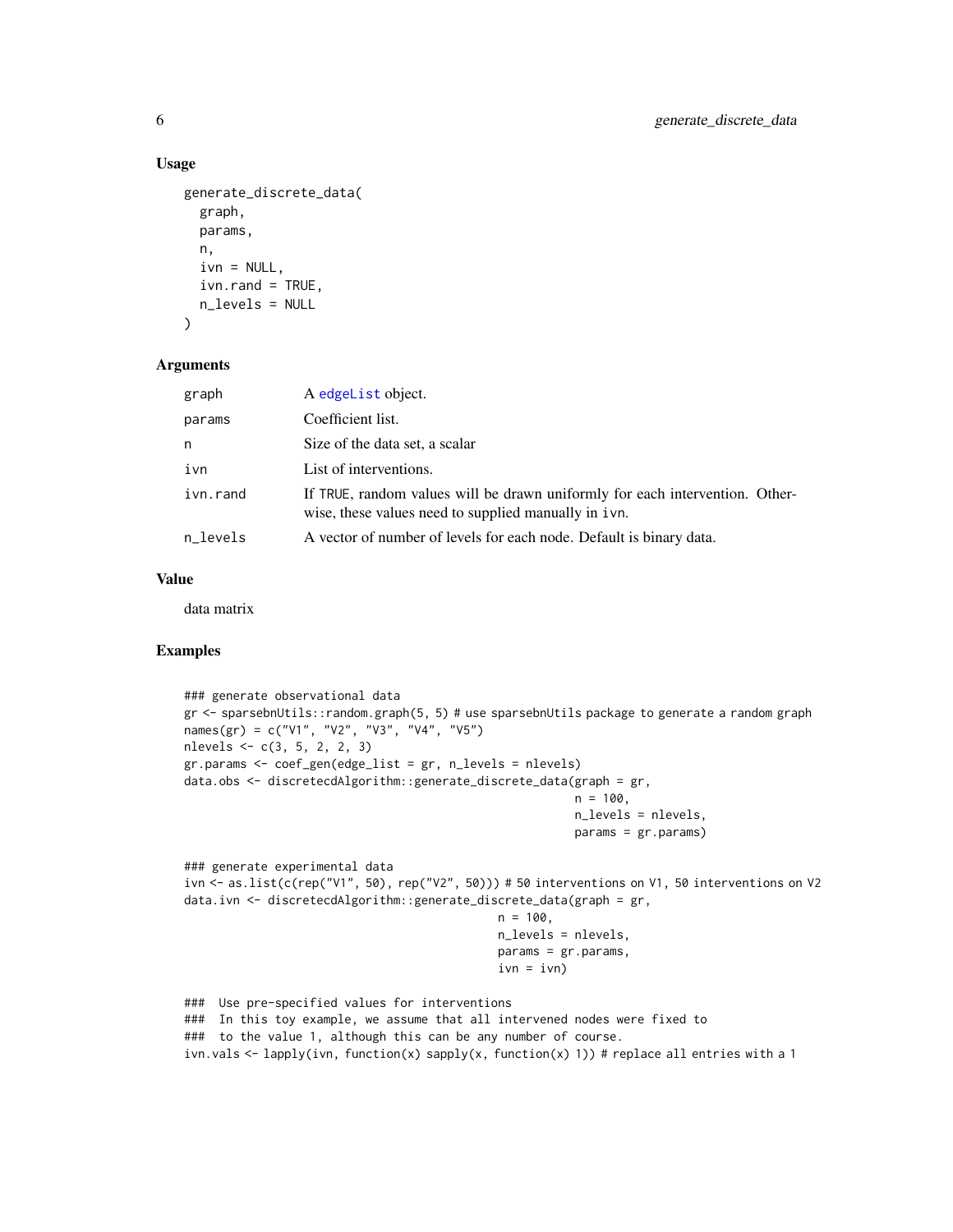## Usage

```
generate_discrete_data(
  graph,
  params,
  n,
  ivn = NULL,
  ivn.rand = TRUE,
  n_levels = NULL
)
```

## Arguments

| | |
|---|---|
| graph | A edgeList object. |
| params | Coefficient list. |
| n | Size of the data set, a scalar |
| ivn | List of interventions. |
| ivn.rand | If TRUE, random values will be drawn uniformly for each intervention. Otherwise, these values need to supplied manually in ivn. |
| n_levels | A vector of number of levels for each node. Default is binary data. |

## Value

data matrix

## Examples

```
### generate observational data
gr <- sparsebnUtils::random.graph(5, 5) # use sparsebnUtils package to generate a random graph
names(gr) = c("V1", "V2", "V3", "V4", "V5")
nlevels <- c(3, 5, 2, 2, 3)
gr.params <- coef_gen(edge_list = gr, n_levels = nlevels)
data.obs <- discretecdAlgorithm::generate_discrete_data(graph = gr,
                                                         n = 100,
                                                         n_levels = nlevels,
                                                         params = gr.params)

### generate experimental data
ivn <- as.list(c(rep("V1", 50), rep("V2", 50))) # 50 interventions on V1, 50 interventions on V2
data.ivn <- discretecdAlgorithm::generate_discrete_data(graph = gr,
                                            n = 100,
                                            n_levels = nlevels,
                                            params = gr.params,
                                            ivn = ivn)

###  Use pre-specified values for interventions
###  In this toy example, we assume that all intervened nodes were fixed to
###  to the value 1, although this can be any number of course.
ivn.vals <- lapply(ivn, function(x) sapply(x, function(x) 1)) # replace all entries with a 1
```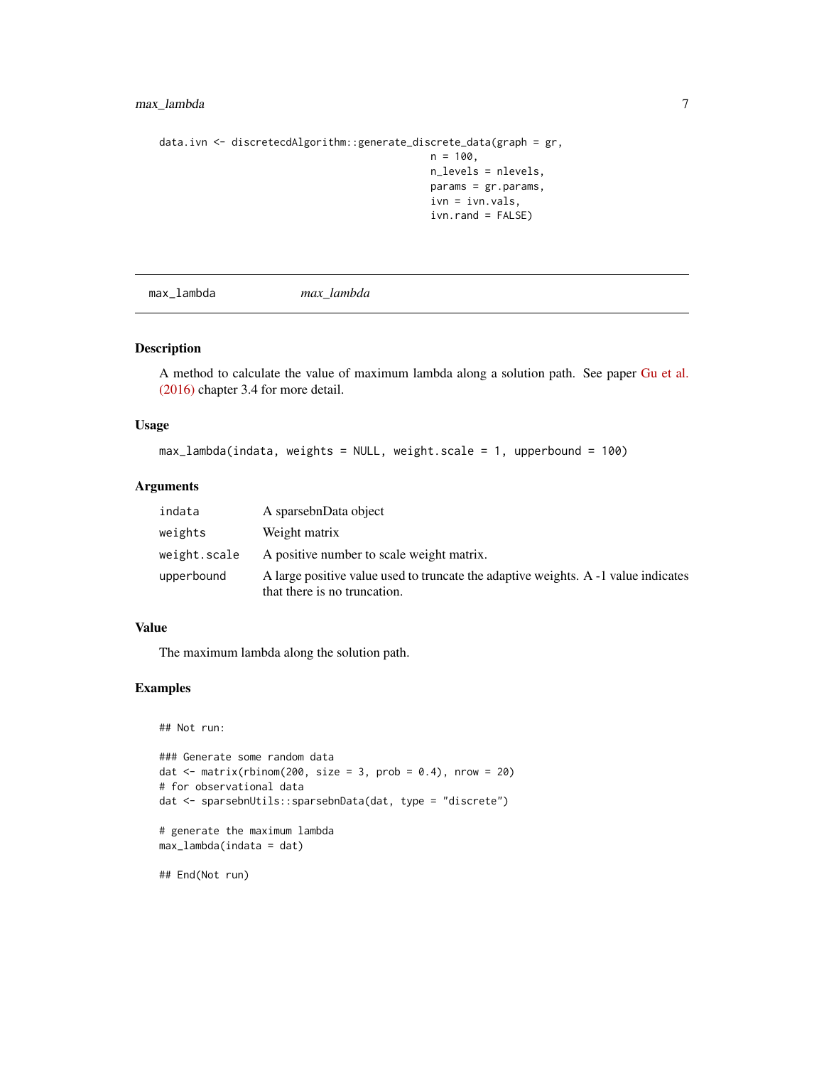```
data.ivn <- discretecdAlgorithm::generate_discrete_data(graph = gr,
                                                        n = 100,
                                                        n_levels = nlevels,
                                                        params = gr.params,
                                                        ivn = ivn.vals,
                                                        ivn.rand = FALSE)
```

## max_lambda    *max_lambda*

### Description

A method to calculate the value of maximum lambda along a solution path. See paper Gu et al. (2016) chapter 3.4 for more detail.

### Usage

```
max_lambda(indata, weights = NULL, weight.scale = 1, upperbound = 100)
```

### Arguments

| | |
|---|---|
| indata | A sparsebnData object |
| weights | Weight matrix |
| weight.scale | A positive number to scale weight matrix. |
| upperbound | A large positive value used to truncate the adaptive weights. A -1 value indicates that there is no truncation. |

### Value

The maximum lambda along the solution path.

### Examples

```
## Not run:

### Generate some random data
dat <- matrix(rbinom(200, size = 3, prob = 0.4), nrow = 20)
# for observational data
dat <- sparsebnUtils::sparsebnData(dat, type = "discrete")

# generate the maximum lambda
max_lambda(indata = dat)

## End(Not run)
```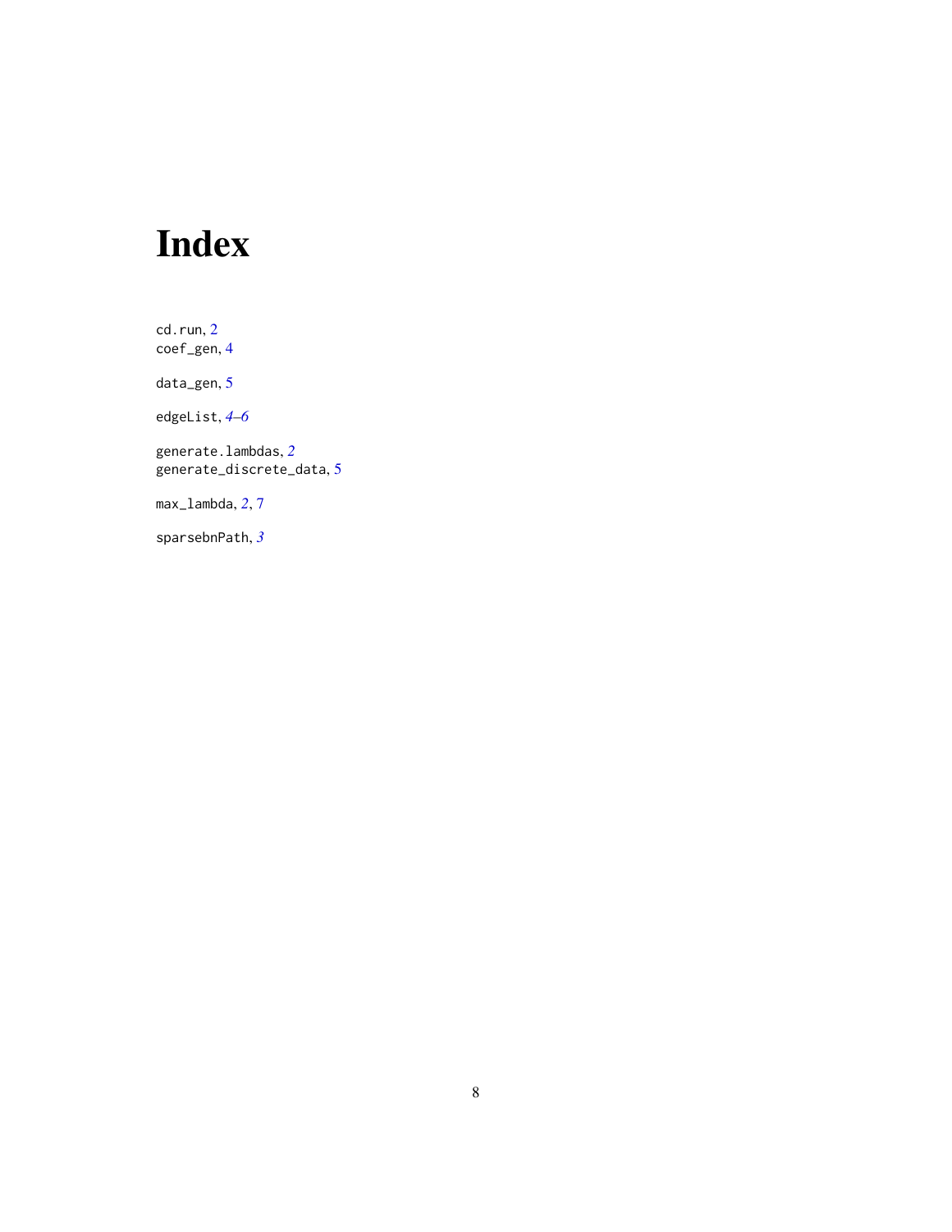# Index

cd.run, 2
coef_gen, 4

data_gen, 5

edgeList, *4–6*

generate.lambdas, *2*
generate_discrete_data, 5

max_lambda, *2*, 7

sparsebnPath, *3*